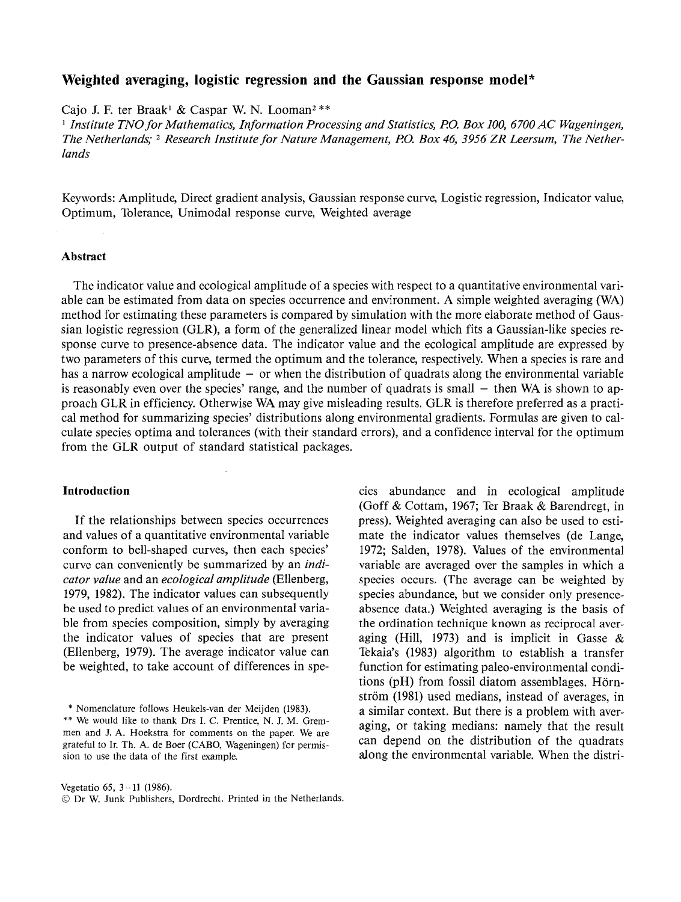# Weighted averaging, logistic regression and the Gaussian response model*

Cajo J. F. ter Braak[1] & Caspar W. N. Looman[2] **

[1] *Institute TNO for Mathematics, Information Processing and Statistics, P.O. Box 100, 6700 AC Wageningen, The Netherlands;* [2] *Research Institute for Nature Management, P.O. Box 46, 3956 ZR Leersum, The Netherlands*

Keywords: Amplitude, Direct gradient analysis, Gaussian response curve, Logistic regression, Indicator value, Optimum, Tolerance, Unimodal response curve, Weighted average

## Abstract

The indicator value and ecological amplitude of a species with respect to a quantitative environmental variable can be estimated from data on species occurrence and environment. A simple weighted averaging (WA) method for estimating these parameters is compared by simulation with the more elaborate method of Gaussian logistic regression (GLR), a form of the generalized linear model which fits a Gaussian-like species response curve to presence-absence data. The indicator value and the ecological amplitude are expressed by two parameters of this curve, termed the optimum and the tolerance, respectively. When a species is rare and has a narrow ecological amplitude – or when the distribution of quadrats along the environmental variable is reasonably even over the species' range, and the number of quadrats is small – then WA is shown to approach GLR in efficiency. Otherwise WA may give misleading results. GLR is therefore preferred as a practical method for summarizing species' distributions along environmental gradients. Formulas are given to calculate species optima and tolerances (with their standard errors), and a confidence interval for the optimum from the GLR output of standard statistical packages.

## Introduction

If the relationships between species occurrences and values of a quantitative environmental variable conform to bell-shaped curves, then each species' curve can conveniently be summarized by an *indicator value* and an *ecological amplitude* (Ellenberg, 1979, 1982). The indicator values can subsequently be used to predict values of an environmental variable from species composition, simply by averaging the indicator values of species that are present (Ellenberg, 1979). The average indicator value can be weighted, to take account of differences in species abundance and in ecological amplitude (Goff & Cottam, 1967; Ter Braak & Barendregt, in press). Weighted averaging can also be used to estimate the indicator values themselves (de Lange, 1972; Salden, 1978). Values of the environmental variable are averaged over the samples in which a species occurs. (The average can be weighted by species abundance, but we consider only presence-absence data.) Weighted averaging is the basis of the ordination technique known as reciprocal averaging (Hill, 1973) and is implicit in Gasse & Tekaia's (1983) algorithm to establish a transfer function for estimating paleo-environmental conditions (pH) from fossil diatom assemblages. Hörnström (1981) used medians, instead of averages, in a similar context. But there is a problem with averaging, or taking medians: namely that the result can depend on the distribution of the quadrats along the environmental variable. When the distri-

\* Nomenclature follows Heukels-van der Meijden (1983).

\*\* We would like to thank Drs I. C. Prentice, N. J. M. Gremmen and J. A. Hoekstra for comments on the paper. We are grateful to Ir. Th. A. de Boer (CABO, Wageningen) for permission to use the data of the first example.

Vegetatio 65, 3–11 (1986).
© Dr W. Junk Publishers, Dordrecht. Printed in the Netherlands.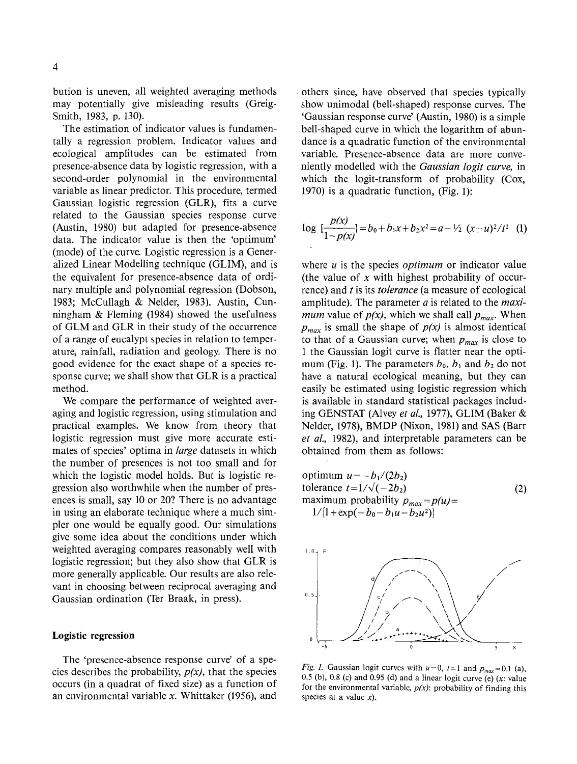bution is uneven, all weighted averaging methods may potentially give misleading results (Greig-Smith, 1983, p. 130).

The estimation of indicator values is fundamentally a regression problem. Indicator values and ecological amplitudes can be estimated from presence-absence data by logistic regression, with a second-order polynomial in the environmental variable as linear predictor. This procedure, termed Gaussian logistic regression (GLR), fits a curve related to the Gaussian species response curve (Austin, 1980) but adapted for presence-absence data. The indicator value is then the 'optimum' (mode) of the curve. Logistic regression is a Generalized Linear Modelling technique (GLIM), and is the equivalent for presence-absence data of ordinary multiple and polynomial regression (Dobson, 1983; McCullagh & Nelder, 1983). Austin, Cunningham & Fleming (1984) showed the usefulness of GLM and GLR in their study of the occurrence of a range of eucalypt species in relation to temperature, rainfall, radiation and geology. There is no good evidence for the exact shape of a species response curve; we shall show that GLR is a practical method.

We compare the performance of weighted averaging and logistic regression, using stimulation and practical examples. We know from theory that logistic regression must give more accurate estimates of species' optima in *large* datasets in which the number of presences is not too small and for which the logistic model holds. But is logistic regression also worthwhile when the number of presences is small, say 10 or 20? There is no advantage in using an elaborate technique where a much simpler one would be equally good. Our simulations give some idea about the conditions under which weighted averaging compares reasonably well with logistic regression; but they also show that GLR is more generally applicable. Our results are also relevant in choosing between reciprocal averaging and Gaussian ordination (Ter Braak, in press).

## Logistic regression

The 'presence-absence response curve' of a species describes the probability, $p(x)$, that the species occurs (in a quadrat of fixed size) as a function of an environmental variable $x$. Whittaker (1956), and others since, have observed that species typically show unimodal (bell-shaped) response curves. The 'Gaussian response curve' (Austin, 1980) is a simple bell-shaped curve in which the logarithm of abundance is a quadratic function of the environmental variable. Presence-absence data are more conveniently modelled with the *Gaussian logit curve,* in which the logit-transform of probability (Cox, 1970) is a quadratic function, (Fig. 1):

$$\log \left[\frac{p(x)}{1-p(x)}\right] = b_0 + b_1 x + b_2 x^2 = a - \tfrac{1}{2}\,(x-u)^2/t^2 \quad (1)$$

where $u$ is the species *optimum* or indicator value (the value of $x$ with highest probability of occurrence) and $t$ is its *tolerance* (a measure of ecological amplitude). The parameter $a$ is related to the *maximum* value of $p(x)$, which we shall call $p_{max}$. When $p_{max}$ is small the shape of $p(x)$ is almost identical to that of a Gaussian curve; when $p_{max}$ is close to 1 the Gaussian logit curve is flatter near the optimum (Fig. 1). The parameters $b_0$, $b_1$ and $b_2$ do not have a natural ecological meaning, but they can easily be estimated using logistic regression which is available in standard statistical packages including GENSTAT (Alvey *et al.,* 1977), GLIM (Baker & Nelder, 1978), BMDP (Nixon, 1981) and SAS (Barr *et al.,* 1982), and interpretable parameters can be obtained from them as follows:

$$\begin{aligned}
&\text{optimum } u = -b_1/(2b_2) \\
&\text{tolerance } t = 1/\sqrt{(-2b_2)} \qquad\qquad (2)\\
&\text{maximum probability } p_{max} = p(u) = \\
&\quad 1/[1+\exp(-b_0 - b_1 u - b_2 u^2)]
\end{aligned}$$

*Fig. 1.* Gaussian logit curves with $u=0$, $t=1$ and $p_{max}=0.1$ (a), 0.5 (b), 0.8 (c) and 0.95 (d) and a linear logit curve (e) ($x$: value for the environmental variable, $p(x)$: probability of finding this species at a value $x$).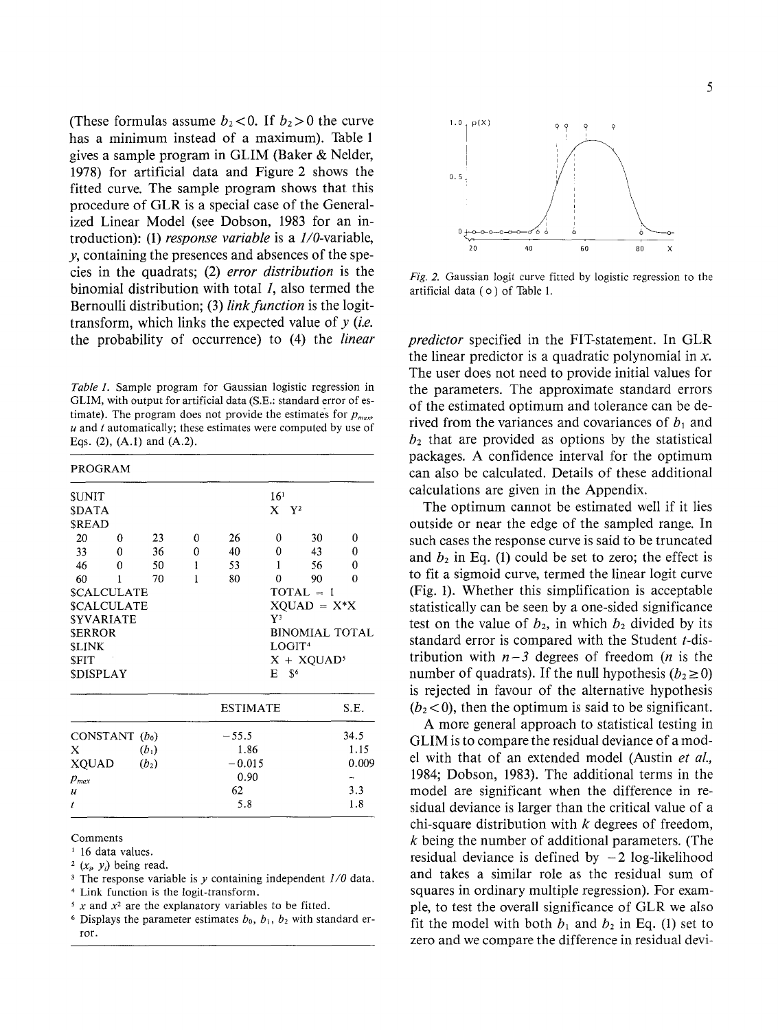(These formulas assume $b_2 < 0$. If $b_2 > 0$ the curve has a minimum instead of a maximum). Table 1 gives a sample program in GLIM (Baker & Nelder, 1978) for artificial data and Figure 2 shows the fitted curve. The sample program shows that this procedure of GLR is a special case of the Generalized Linear Model (see Dobson, 1983 for an introduction): (1) *response variable* is a *1/0*-variable, *y*, containing the presences and absences of the species in the quadrats; (2) *error distribution* is the binomial distribution with total *1*, also termed the Bernoulli distribution; (3) *link function* is the logit-transform, which links the expected value of *y* (*i.e.* the probability of occurrence) to (4) the *linear predictor* specified in the FIT-statement. In GLR the linear predictor is a quadratic polynomial in *x*. The user does not need to provide initial values for the parameters. The approximate standard errors of the estimated optimum and tolerance can be derived from the variances and covariances of $b_1$ and $b_2$ that are provided as options by the statistical packages. A confidence interval for the optimum can also be calculated. Details of these additional calculations are given in the Appendix.

*Table 1.* Sample program for Gaussian logistic regression in GLIM, with output for artificial data (S.E.: standard error of estimate). The program does not provide the estimates for $p_{max}$, *u* and *t* automatically; these estimates were computed by use of Eqs. (2), (A.1) and (A.2).

PROGRAM

```
$UNIT                16¹
$DATA                X  Y²
$READ
20   0   23   0   26   0   30   0
33   0   36   0   40   0   43   0
46   0   50   1   53   1   56   0
60   1   70   1   80   0   90   0
$CALCULATE           TOTAL = 1
$CALCULATE           XQUAD = X*X
$YVARIATE            Y³
$ERROR               BINOMIAL TOTAL
$LINK                LOGIT⁴
$FIT                 X + XQUAD⁵
$DISPLAY             E  $⁶
```

| | ESTIMATE | S.E. |
|---|---|---|
| CONSTANT ($b_0$) | −55.5 | 34.5 |
| X ($b_1$) | 1.86 | 1.15 |
| XQUAD ($b_2$) | −0.015 | 0.009 |
| $p_{max}$ | 0.90 | – |
| $u$ | 62 | 3.3 |
| $t$ | 5.8 | 1.8 |

Comments

[1] 16 data values.
[2] $(x_i, y_i)$ being read.
[3] The response variable is *y* containing independent *1/0* data.
[4] Link function is the logit-transform.
[5] $x$ and $x^2$ are the explanatory variables to be fitted.
[6] Displays the parameter estimates $b_0$, $b_1$, $b_2$ with standard error.

*Fig. 2.* Gaussian logit curve fitted by logistic regression to the artificial data ( o ) of Table 1.

The optimum cannot be estimated well if it lies outside or near the edge of the sampled range. In such cases the response curve is said to be truncated and $b_2$ in Eq. (1) could be set to zero; the effect is to fit a sigmoid curve, termed the linear logit curve (Fig. 1). Whether this simplification is acceptable statistically can be seen by a one-sided significance test on the value of $b_2$, in which $b_2$ divided by its standard error is compared with the Student *t*-distribution with $n-3$ degrees of freedom (*n* is the number of quadrats). If the null hypothesis ($b_2 \geq 0$) is rejected in favour of the alternative hypothesis ($b_2 < 0$), then the optimum is said to be significant.

A more general approach to statistical testing in GLIM is to compare the residual deviance of a model with that of an extended model (Austin *et al.*, 1984; Dobson, 1983). The additional terms in the model are significant when the difference in residual deviance is larger than the critical value of a chi-square distribution with *k* degrees of freedom, *k* being the number of additional parameters. (The residual deviance is defined by −2 log-likelihood and takes a similar role as the residual sum of squares in ordinary multiple regression). For example, to test the overall significance of GLR we also fit the model with both $b_1$ and $b_2$ in Eq. (1) set to zero and we compare the difference in residual devi-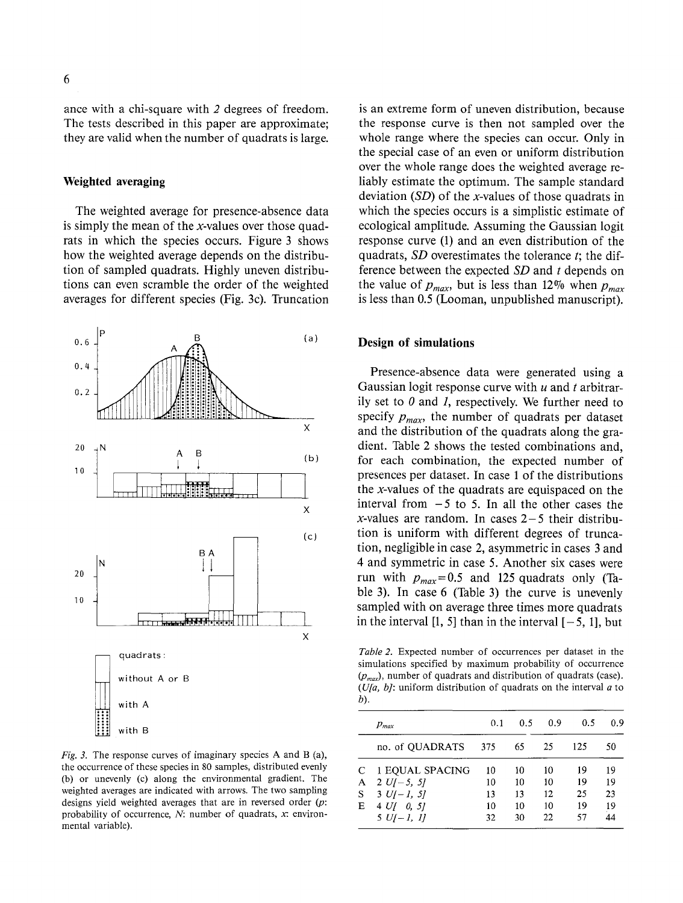ance with a chi-square with 2 degrees of freedom. The tests described in this paper are approximate; they are valid when the number of quadrats is large.

## Weighted averaging

The weighted average for presence-absence data is simply the mean of the $x$-values over those quadrats in which the species occurs. Figure 3 shows how the weighted average depends on the distribution of sampled quadrats. Highly uneven distributions can even scramble the order of the weighted averages for different species (Fig. 3c). Truncation is an extreme form of uneven distribution, because the response curve is then not sampled over the whole range where the species can occur. Only in the special case of an even or uniform distribution over the whole range does the weighted average reliably estimate the optimum. The sample standard deviation ($SD$) of the $x$-values of those quadrats in which the species occurs is a simplistic estimate of ecological amplitude. Assuming the Gaussian logit response curve (1) and an even distribution of the quadrats, $SD$ overestimates the tolerance $t$; the difference between the expected $SD$ and $t$ depends on the value of $p_{max}$, but is less than 12% when $p_{max}$ is less than 0.5 (Looman, unpublished manuscript).

*Fig. 3.* The response curves of imaginary species A and B (a), the occurrence of these species in 80 samples, distributed evenly (b) or unevenly (c) along the environmental gradient. The weighted averages are indicated with arrows. The two sampling designs yield weighted averages that are in reversed order ($p$: probability of occurrence, $N$: number of quadrats, $x$: environmental variable).

## Design of simulations

Presence-absence data were generated using a Gaussian logit response curve with $u$ and $t$ arbitrarily set to 0 and 1, respectively. We further need to specify $p_{max}$, the number of quadrats per dataset and the distribution of the quadrats along the gradient. Table 2 shows the tested combinations and, for each combination, the expected number of presences per dataset. In case 1 of the distributions the $x$-values of the quadrats are equispaced on the interval from $-5$ to 5. In all the other cases the $x$-values are random. In cases 2–5 their distribution is uniform with different degrees of truncation, negligible in case 2, asymmetric in cases 3 and 4 and symmetric in case 5. Another six cases were run with $p_{max}=0.5$ and 125 quadrats only (Table 3). In case 6 (Table 3) the curve is unevenly sampled with on average three times more quadrats in the interval [1, 5] than in the interval [−5, 1], but

*Table 2.* Expected number of occurrences per dataset in the simulations specified by maximum probability of occurrence ($p_{max}$), number of quadrats and distribution of quadrats (case). ($U[a, b]$: uniform distribution of quadrats on the interval $a$ to $b$).

| | $p_{max}$ | 0.1 | 0.5 | 0.9 | 0.5 | 0.9 |
|---|---|---|---|---|---|---|
| | no. of QUADRATS | 375 | 65 | 25 | 125 | 50 |
| C | 1 EQUAL SPACING | 10 | 10 | 10 | 19 | 19 |
| A | 2 $U[-5, 5]$ | 10 | 10 | 10 | 19 | 19 |
| S | 3 $U[-1, 5]$ | 13 | 13 | 12 | 25 | 23 |
| E | 4 $U[\ 0, 5]$ | 10 | 10 | 10 | 19 | 19 |
| | 5 $U[-1, 1]$ | 32 | 30 | 22 | 57 | 44 |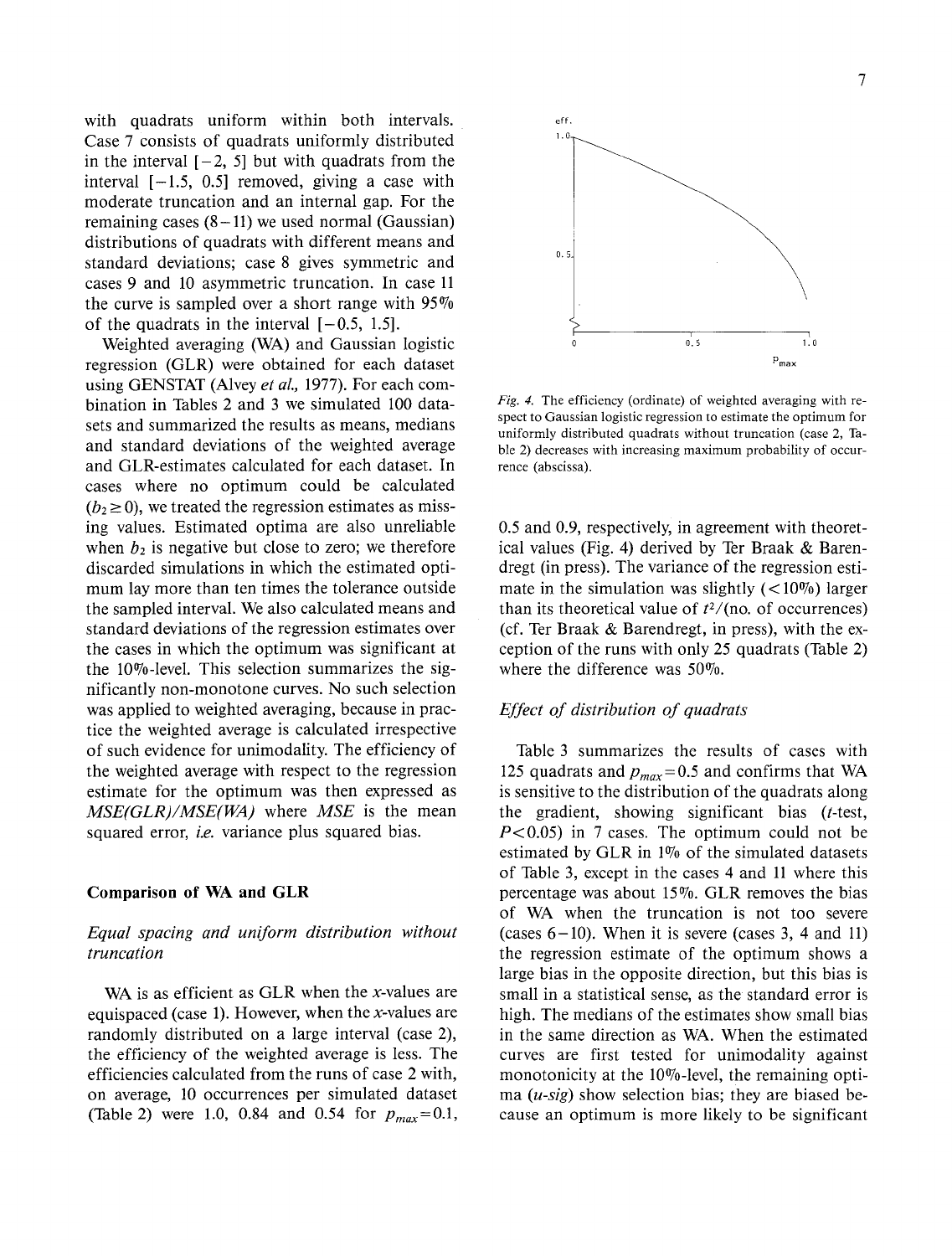with quadrats uniform within both intervals. Case 7 consists of quadrats uniformly distributed in the interval [−2, 5] but with quadrats from the interval [−1.5, 0.5] removed, giving a case with moderate truncation and an internal gap. For the remaining cases (8−11) we used normal (Gaussian) distributions of quadrats with different means and standard deviations; case 8 gives symmetric and cases 9 and 10 asymmetric truncation. In case 11 the curve is sampled over a short range with 95% of the quadrats in the interval [−0.5, 1.5].

Weighted averaging (WA) and Gaussian logistic regression (GLR) were obtained for each dataset using GENSTAT (Alvey *et al.,* 1977). For each combination in Tables 2 and 3 we simulated 100 datasets and summarized the results as means, medians and standard deviations of the weighted average and GLR-estimates calculated for each dataset. In cases where no optimum could be calculated ($b_2 \geq 0$), we treated the regression estimates as missing values. Estimated optima are also unreliable when $b_2$ is negative but close to zero; we therefore discarded simulations in which the estimated optimum lay more than ten times the tolerance outside the sampled interval. We also calculated means and standard deviations of the regression estimates over the cases in which the optimum was significant at the 10%-level. This selection summarizes the significantly non-monotone curves. No such selection was applied to weighted averaging, because in practice the weighted average is calculated irrespective of such evidence for unimodality. The efficiency of the weighted average with respect to the regression estimate for the optimum was then expressed as *MSE(GLR)/MSE(WA)* where *MSE* is the mean squared error, *i.e.* variance plus squared bias.

## Comparison of WA and GLR

### *Equal spacing and uniform distribution without truncation*

WA is as efficient as GLR when the *x*-values are equispaced (case 1). However, when the *x*-values are randomly distributed on a large interval (case 2), the efficiency of the weighted average is less. The efficiencies calculated from the runs of case 2 with, on average, 10 occurrences per simulated dataset (Table 2) were 1.0, 0.84 and 0.54 for $p_{max}$=0.1, 0.5 and 0.9, respectively, in agreement with theoretical values (Fig. 4) derived by Ter Braak & Barendregt (in press). The variance of the regression estimate in the simulation was slightly (<10%) larger than its theoretical value of $t^2$/(no. of occurrences) (cf. Ter Braak & Barendregt, in press), with the exception of the runs with only 25 quadrats (Table 2) where the difference was 50%.

*Fig. 4.* The efficiency (ordinate) of weighted averaging with respect to Gaussian logistic regression to estimate the optimum for uniformly distributed quadrats without truncation (case 2, Table 2) decreases with increasing maximum probability of occurrence (abscissa).

### *Effect of distribution of quadrats*

Table 3 summarizes the results of cases with 125 quadrats and $p_{max}$=0.5 and confirms that WA is sensitive to the distribution of the quadrats along the gradient, showing significant bias (*t*-test, $P$<0.05) in 7 cases. The optimum could not be estimated by GLR in 1% of the simulated datasets of Table 3, except in the cases 4 and 11 where this percentage was about 15%. GLR removes the bias of WA when the truncation is not too severe (cases 6−10). When it is severe (cases 3, 4 and 11) the regression estimate of the optimum shows a large bias in the opposite direction, but this bias is small in a statistical sense, as the standard error is high. The medians of the estimates show small bias in the same direction as WA. When the estimated curves are first tested for unimodality against monotonicity at the 10%-level, the remaining optima (*u-sig*) show selection bias; they are biased because an optimum is more likely to be significant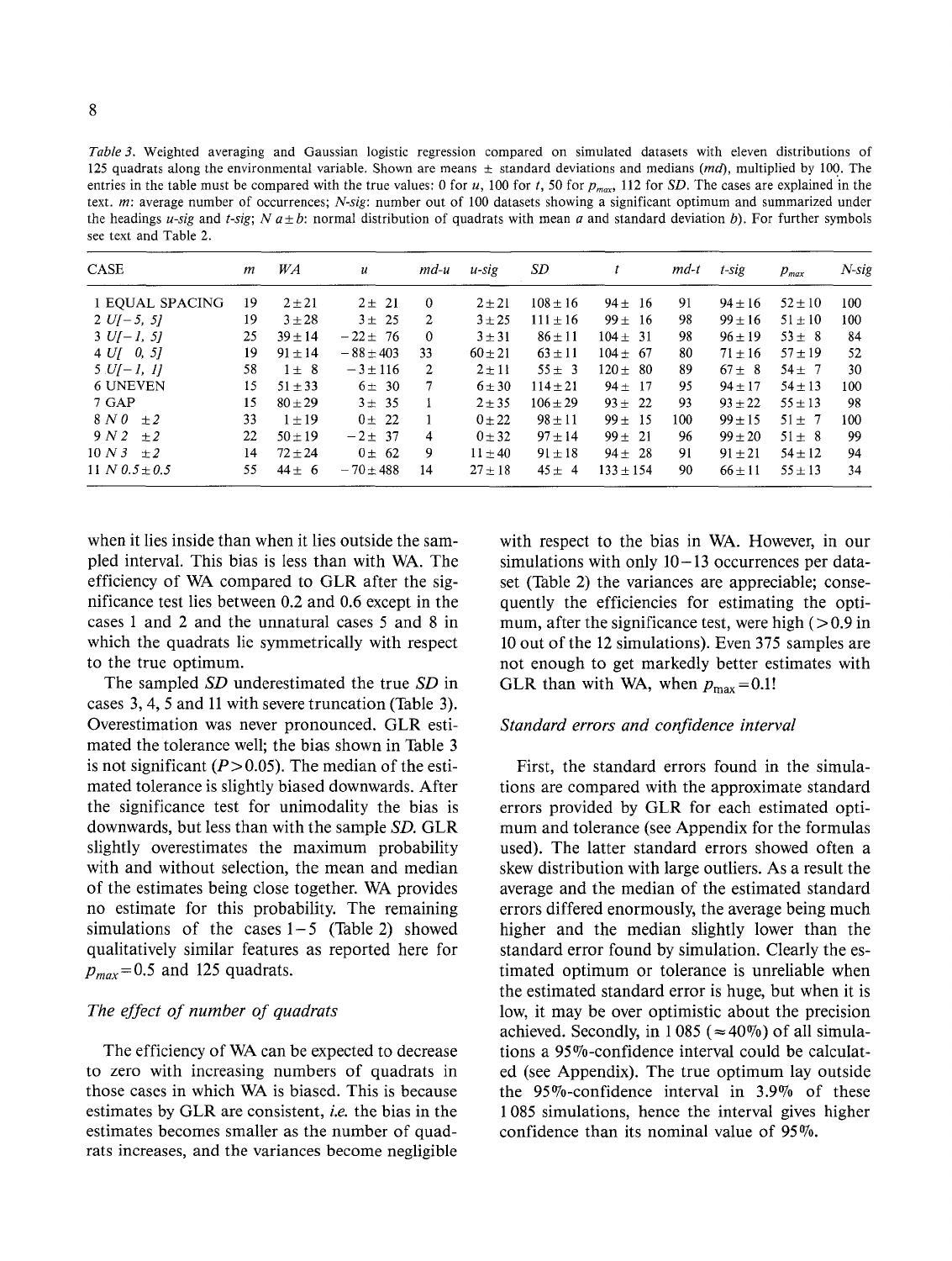*Table 3.* Weighted averaging and Gaussian logistic regression compared on simulated datasets with eleven distributions of 125 quadrats along the environmental variable. Shown are means ± standard deviations and medians (*md*), multiplied by 100. The entries in the table must be compared with the true values: 0 for *u*, 100 for *t*, 50 for $p_{max}$, 112 for *SD*. The cases are explained in the text. *m*: average number of occurrences; *N-sig*: number out of 100 datasets showing a significant optimum and summarized under the headings *u-sig* and *t-sig*; *N a ± b*: normal distribution of quadrats with mean *a* and standard deviation *b*). For further symbols see text and Table 2.

| CASE | *m* | *WA* | *u* | *md-u* | *u-sig* | *SD* | *t* | *md-t* | *t-sig* | $p_{max}$ | *N-sig* |
|---|---|---|---|---|---|---|---|---|---|---|---|
| 1 EQUAL SPACING | 19 | 2±21 | 2± 21 | 0 | 2±21 | 108±16 | 94± 16 | 91 | 94±16 | 52±10 | 100 |
| 2 *U[−5, 5]* | 19 | 3±28 | 3± 25 | 2 | 3±25 | 111±16 | 99± 16 | 98 | 99±16 | 51±10 | 100 |
| 3 *U[−1, 5]* | 25 | 39±14 | −22± 76 | 0 | 3±31 | 86±11 | 104± 31 | 98 | 96±19 | 53± 8 | 84 |
| 4 *U[ 0, 5]* | 19 | 91±14 | −88±403 | 33 | 60±21 | 63±11 | 104± 67 | 80 | 71±16 | 57±19 | 52 |
| 5 *U[−1, 1]* | 58 | 1± 8 | −3±116 | 2 | 2±11 | 55± 3 | 120± 80 | 89 | 67± 8 | 54± 7 | 30 |
| 6 UNEVEN | 15 | 51±33 | 6± 30 | 7 | 6±30 | 114±21 | 94± 17 | 95 | 94±17 | 54±13 | 100 |
| 7 GAP | 15 | 80±29 | 3± 35 | 1 | 2±35 | 106±29 | 93± 22 | 93 | 93±22 | 55±13 | 98 |
| 8 *N 0 ±2* | 33 | 1±19 | 0± 22 | 1 | 0±22 | 98±11 | 99± 15 | 100 | 99±15 | 51± 7 | 100 |
| 9 *N 2 ±2* | 22 | 50±19 | −2± 37 | 4 | 0±32 | 97±14 | 99± 21 | 96 | 99±20 | 51± 8 | 99 |
| 10 *N 3 ±2* | 14 | 72±24 | 0± 62 | 9 | 11±40 | 91±18 | 94± 28 | 91 | 91±21 | 54±12 | 94 |
| 11 *N 0.5±0.5* | 55 | 44± 6 | −70±488 | 14 | 27±18 | 45± 4 | 133±154 | 90 | 66±11 | 55±13 | 34 |

when it lies inside than when it lies outside the sampled interval. This bias is less than with WA. The efficiency of WA compared to GLR after the significance test lies between 0.2 and 0.6 except in the cases 1 and 2 and the unnatural cases 5 and 8 in which the quadrats lie symmetrically with respect to the true optimum.

The sampled *SD* underestimated the true *SD* in cases 3, 4, 5 and 11 with severe truncation (Table 3). Overestimation was never pronounced. GLR estimated the tolerance well; the bias shown in Table 3 is not significant ($P > 0.05$). The median of the estimated tolerance is slightly biased downwards. After the significance test for unimodality the bias is downwards, but less than with the sample *SD*. GLR slightly overestimates the maximum probability with and without selection, the mean and median of the estimates being close together. WA provides no estimate for this probability. The remaining simulations of the cases 1–5 (Table 2) showed qualitatively similar features as reported here for $p_{max} = 0.5$ and 125 quadrats.

### *The effect of number of quadrats*

The efficiency of WA can be expected to decrease to zero with increasing numbers of quadrats in those cases in which WA is biased. This is because estimates by GLR are consistent, *i.e.* the bias in the estimates becomes smaller as the number of quadrats increases, and the variances become negligible with respect to the bias in WA. However, in our simulations with only 10–13 occurrences per dataset (Table 2) the variances are appreciable; consequently the efficiencies for estimating the optimum, after the significance test, were high (>0.9 in 10 out of the 12 simulations). Even 375 samples are not enough to get markedly better estimates with GLR than with WA, when $p_{max} = 0.1$!

### *Standard errors and confidence interval*

First, the standard errors found in the simulations are compared with the approximate standard errors provided by GLR for each estimated optimum and tolerance (see Appendix for the formulas used). The latter standard errors showed often a skew distribution with large outliers. As a result the average and the median of the estimated standard errors differed enormously, the average being much higher and the median slightly lower than the standard error found by simulation. Clearly the estimated optimum or tolerance is unreliable when the estimated standard error is huge, but when it is low, it may be over optimistic about the precision achieved. Secondly, in 1 085 (≈40%) of all simulations a 95%-confidence interval could be calculated (see Appendix). The true optimum lay outside the 95%-confidence interval in 3.9% of these 1 085 simulations, hence the interval gives higher confidence than its nominal value of 95%.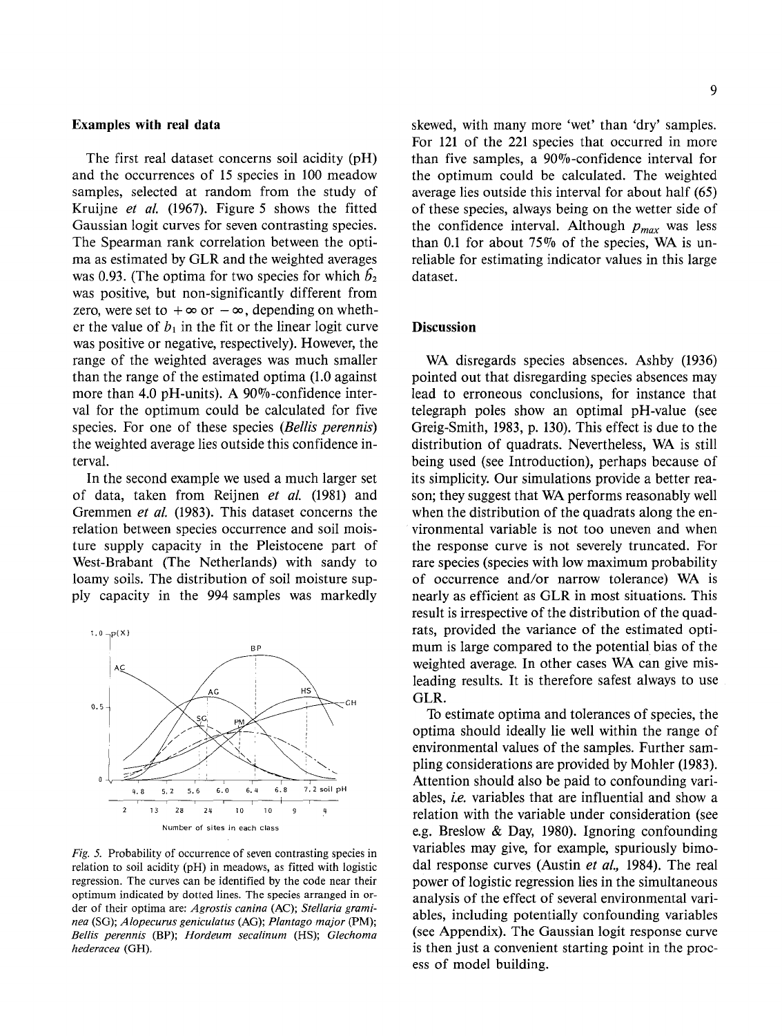## Examples with real data

The first real dataset concerns soil acidity (pH) and the occurrences of 15 species in 100 meadow samples, selected at random from the study of Kruijne *et al.* (1967). Figure 5 shows the fitted Gaussian logit curves for seven contrasting species. The Spearman rank correlation between the optima as estimated by GLR and the weighted averages was 0.93. (The optima for two species for which $\hat{b}_2$ was positive, but non-significantly different from zero, were set to $+\infty$ or $-\infty$, depending on whether the value of $b_1$ in the fit or the linear logit curve was positive or negative, respectively). However, the range of the weighted averages was much smaller than the range of the estimated optima (1.0 against more than 4.0 pH-units). A 90%-confidence interval for the optimum could be calculated for five species. For one of these species (*Bellis perennis*) the weighted average lies outside this confidence interval.

In the second example we used a much larger set of data, taken from Reijnen *et al.* (1981) and Gremmen *et al.* (1983). This dataset concerns the relation between species occurrence and soil moisture supply capacity in the Pleistocene part of West-Brabant (The Netherlands) with sandy to loamy soils. The distribution of soil moisture supply capacity in the 994 samples was markedly skewed, with many more 'wet' than 'dry' samples. For 121 of the 221 species that occurred in more than five samples, a 90%-confidence interval for the optimum could be calculated. The weighted average lies outside this interval for about half (65) of these species, always being on the wetter side of the confidence interval. Although $p_{max}$ was less than 0.1 for about 75% of the species, WA is unreliable for estimating indicator values in this large dataset.

*Fig. 5.* Probability of occurrence of seven contrasting species in relation to soil acidity (pH) in meadows, as fitted with logistic regression. The curves can be identified by the code near their optimum indicated by dotted lines. The species arranged in order of their optima are: *Agrostis canina* (AC); *Stellaria graminea* (SG); *Alopecurus geniculatus* (AG); *Plantago major* (PM); *Bellis perennis* (BP); *Hordeum secalinum* (HS); *Glechoma hederacea* (GH).

## Discussion

WA disregards species absences. Ashby (1936) pointed out that disregarding species absences may lead to erroneous conclusions, for instance that telegraph poles show an optimal pH-value (see Greig-Smith, 1983, p. 130). This effect is due to the distribution of quadrats. Nevertheless, WA is still being used (see Introduction), perhaps because of its simplicity. Our simulations provide a better reason; they suggest that WA performs reasonably well when the distribution of the quadrats along the environmental variable is not too uneven and when the response curve is not severely truncated. For rare species (species with low maximum probability of occurrence and/or narrow tolerance) WA is nearly as efficient as GLR in most situations. This result is irrespective of the distribution of the quadrats, provided the variance of the estimated optimum is large compared to the potential bias of the weighted average. In other cases WA can give misleading results. It is therefore safest always to use GLR.

To estimate optima and tolerances of species, the optima should ideally lie well within the range of environmental values of the samples. Further sampling considerations are provided by Mohler (1983). Attention should also be paid to confounding variables, *i.e.* variables that are influential and show a relation with the variable under consideration (see e.g. Breslow & Day, 1980). Ignoring confounding variables may give, for example, spuriously bimodal response curves (Austin *et al.*, 1984). The real power of logistic regression lies in the simultaneous analysis of the effect of several environmental variables, including potentially confounding variables (see Appendix). The Gaussian logit response curve is then just a convenient starting point in the process of model building.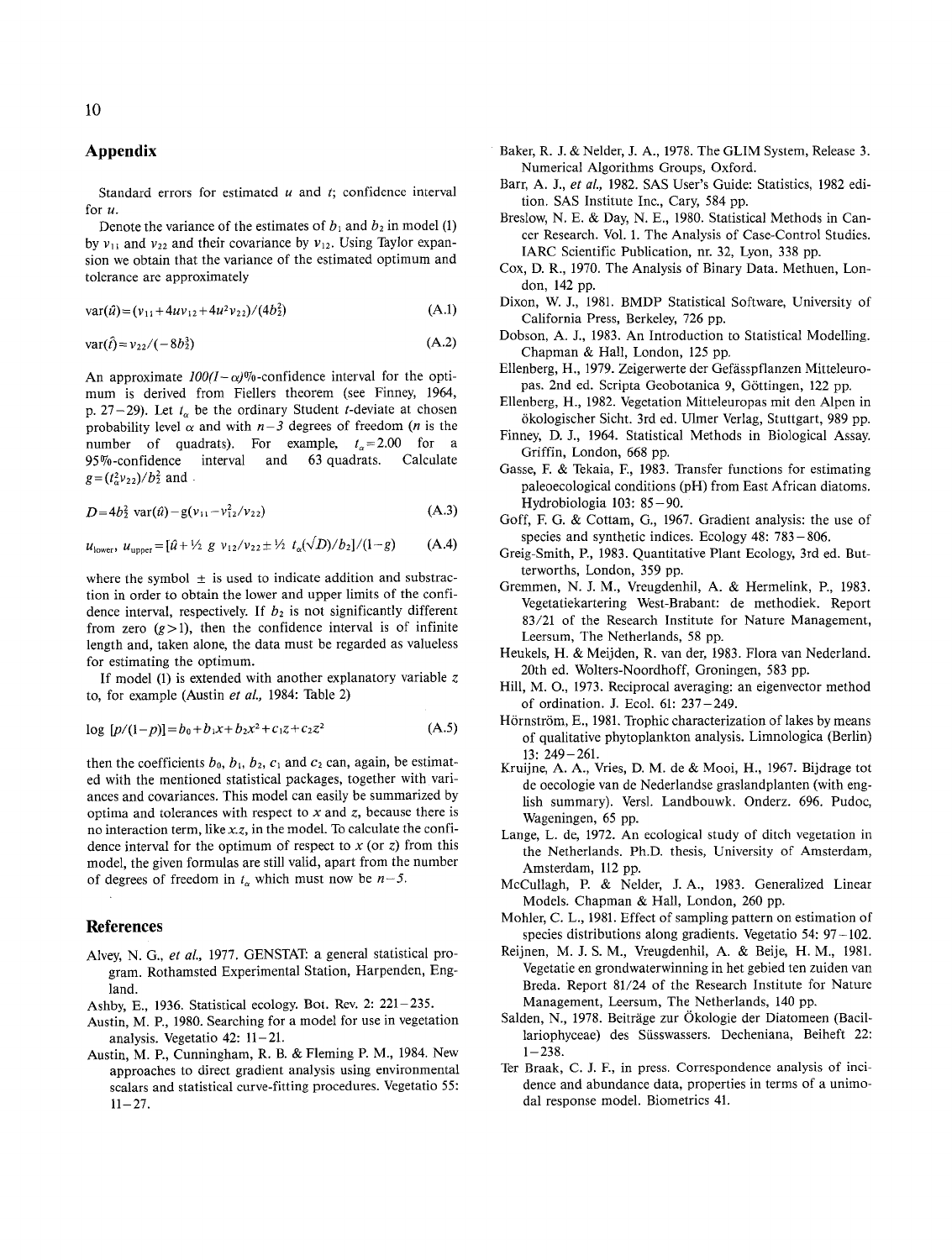## Appendix

Standard errors for estimated $u$ and $t$; confidence interval for $u$.

Denote the variance of the estimates of $b_1$ and $b_2$ in model (1) by $v_{11}$ and $v_{22}$ and their covariance by $v_{12}$. Using Taylor expansion we obtain that the variance of the estimated optimum and tolerance are approximately

$$\mathrm{var}(\hat{u}) = (v_{11} + 4uv_{12} + 4u^2v_{22})/(4b_2^2) \qquad \text{(A.1)}$$

$$\mathrm{var}(\hat{t}) = v_{22}/(-8b_2^3) \qquad \text{(A.2)}$$

An approximate $100(1-\alpha)\%$-confidence interval for the optimum is derived from Fiellers theorem (see Finney, 1964, p. 27–29). Let $t_\alpha$ be the ordinary Student $t$-deviate at chosen probability level $\alpha$ and with $n-3$ degrees of freedom ($n$ is the number of quadrats). For example, $t_\alpha = 2.00$ for a 95%-confidence interval and 63 quadrats. Calculate $g = (t_\alpha^2 v_{22})/b_2^2$ and

$$D = 4b_2^2\ \mathrm{var}(\hat{u}) - g(v_{11} - v_{12}^2/v_{22}) \qquad \text{(A.3)}$$

$$u_{\text{lower}},\ u_{\text{upper}} = [\hat{u} + \tfrac{1}{2}\ g\ v_{12}/v_{22} \pm \tfrac{1}{2}\ t_\alpha(\sqrt{D})/b_2]/(1-g) \qquad \text{(A.4)}$$

where the symbol $\pm$ is used to indicate addition and substraction in order to obtain the lower and upper limits of the confidence interval, respectively. If $b_2$ is not significantly different from zero ($g > 1$), then the confidence interval is of infinite length and, taken alone, the data must be regarded as valueless for estimating the optimum.

If model (1) is extended with another explanatory variable $z$ to, for example (Austin *et al.,* 1984: Table 2)

$$\log\ [p/(1-p)] = b_0 + b_1x + b_2x^2 + c_1z + c_2z^2 \qquad \text{(A.5)}$$

then the coefficients $b_0$, $b_1$, $b_2$, $c_1$ and $c_2$ can, again, be estimated with the mentioned statistical packages, together with variances and covariances. This model can easily be summarized by optima and tolerances with respect to $x$ and $z$, because there is no interaction term, like $x.z$, in the model. To calculate the confidence interval for the optimum of respect to $x$ (or $z$) from this model, the given formulas are still valid, apart from the number of degrees of freedom in $t_\alpha$ which must now be $n-5$.

## References

Alvey, N. G., *et al.,* 1977. GENSTAT: a general statistical program. Rothamsted Experimental Station, Harpenden, England.

Ashby, E., 1936. Statistical ecology. Bot. Rev. 2: 221–235.

Austin, M. P., 1980. Searching for a model for use in vegetation analysis. Vegetatio 42: 11–21.

Austin, M. P., Cunningham, R. B. & Fleming P. M., 1984. New approaches to direct gradient analysis using environmental scalars and statistical curve-fitting procedures. Vegetatio 55: 11–27.

Baker, R. J. & Nelder, J. A., 1978. The GLIM System, Release 3. Numerical Algorithms Groups, Oxford.

Barr, A. J., *et al.,* 1982. SAS User's Guide: Statistics, 1982 edition. SAS Institute Inc., Cary, 584 pp.

Breslow, N. E. & Day, N. E., 1980. Statistical Methods in Cancer Research. Vol. 1. The Analysis of Case-Control Studies. IARC Scientific Publication, nr. 32, Lyon, 338 pp.

Cox, D. R., 1970. The Analysis of Binary Data. Methuen, London, 142 pp.

Dixon, W. J., 1981. BMDP Statistical Software, University of California Press, Berkeley, 726 pp.

Dobson, A. J., 1983. An Introduction to Statistical Modelling. Chapman & Hall, London, 125 pp.

Ellenberg, H., 1979. Zeigerwerte der Gefässpflanzen Mitteleuropas. 2nd ed. Scripta Geobotanica 9, Göttingen, 122 pp.

Ellenberg, H., 1982. Vegetation Mitteleuropas mit den Alpen in ökologischer Sicht. 3rd ed. Ulmer Verlag, Stuttgart, 989 pp.

Finney, D. J., 1964. Statistical Methods in Biological Assay. Griffin, London, 668 pp.

Gasse, F. & Tekaia, F., 1983. Transfer functions for estimating paleoecological conditions (pH) from East African diatoms. Hydrobiologia 103: 85–90.

Goff, F. G. & Cottam, G., 1967. Gradient analysis: the use of species and synthetic indices. Ecology 48: 783–806.

Greig-Smith, P., 1983. Quantitative Plant Ecology, 3rd ed. Butterworths, London, 359 pp.

Gremmen, N. J. M., Vreugdenhil, A. & Hermelink, P., 1983. Vegetatiekartering West-Brabant: de methodiek. Report 83/21 of the Research Institute for Nature Management, Leersum, The Netherlands, 58 pp.

Heukels, H. & Meijden, R. van der, 1983. Flora van Nederland. 20th ed. Wolters-Noordhoff, Groningen, 583 pp.

Hill, M. O., 1973. Reciprocal averaging: an eigenvector method of ordination. J. Ecol. 61: 237–249.

Hörnström, E., 1981. Trophic characterization of lakes by means of qualitative phytoplankton analysis. Limnologica (Berlin) 13: 249–261.

Kruijne, A. A., Vries, D. M. de & Mooi, H., 1967. Bijdrage tot de oecologie van de Nederlandse graslandplanten (with english summary). Versl. Landbouwk. Onderz. 696. Pudoc, Wageningen, 65 pp.

Lange, L. de, 1972. An ecological study of ditch vegetation in the Netherlands. Ph.D. thesis, University of Amsterdam, Amsterdam, 112 pp.

McCullagh, P. & Nelder, J. A., 1983. Generalized Linear Models. Chapman & Hall, London, 260 pp.

Mohler, C. L., 1981. Effect of sampling pattern on estimation of species distributions along gradients. Vegetatio 54: 97–102.

Reijnen, M. J. S. M., Vreugdenhil, A. & Beije, H. M., 1981. Vegetatie en grondwaterwinning in het gebied ten zuiden van Breda. Report 81/24 of the Research Institute for Nature Management, Leersum, The Netherlands, 140 pp.

Salden, N., 1978. Beiträge zur Ökologie der Diatomeen (Bacillariophyceae) des Süsswassers. Decheniana, Beiheft 22: 1–238.

Ter Braak, C. J. F., in press. Correspondence analysis of incidence and abundance data, properties in terms of a unimodal response model. Biometrics 41.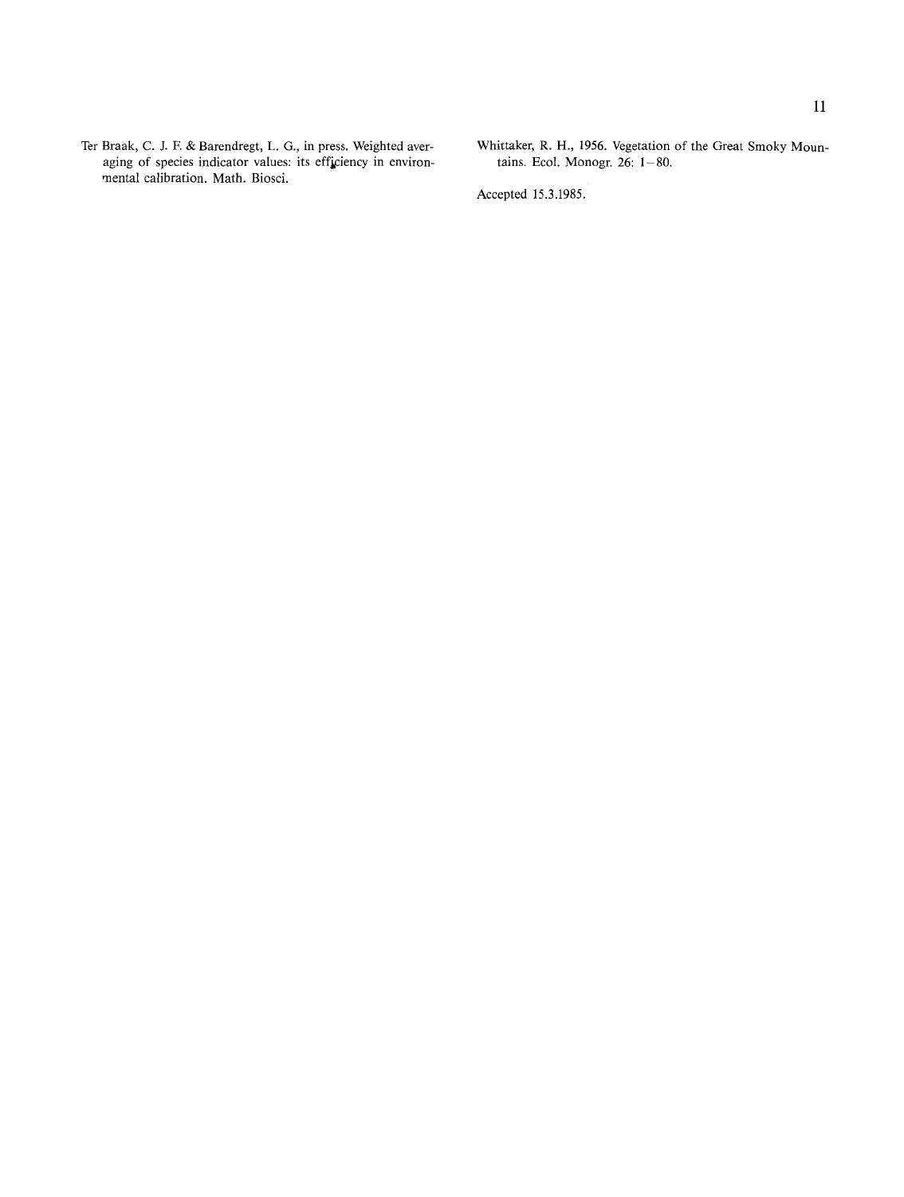Ter Braak, C. J. F. & Barendregt, L. G., in press. Weighted averaging of species indicator values: its efficiency in environmental calibration. Math. Biosci.

Whittaker, R. H., 1956. Vegetation of the Great Smoky Mountains. Ecol. Monogr. 26: 1–80.

Accepted 15.3.1985.